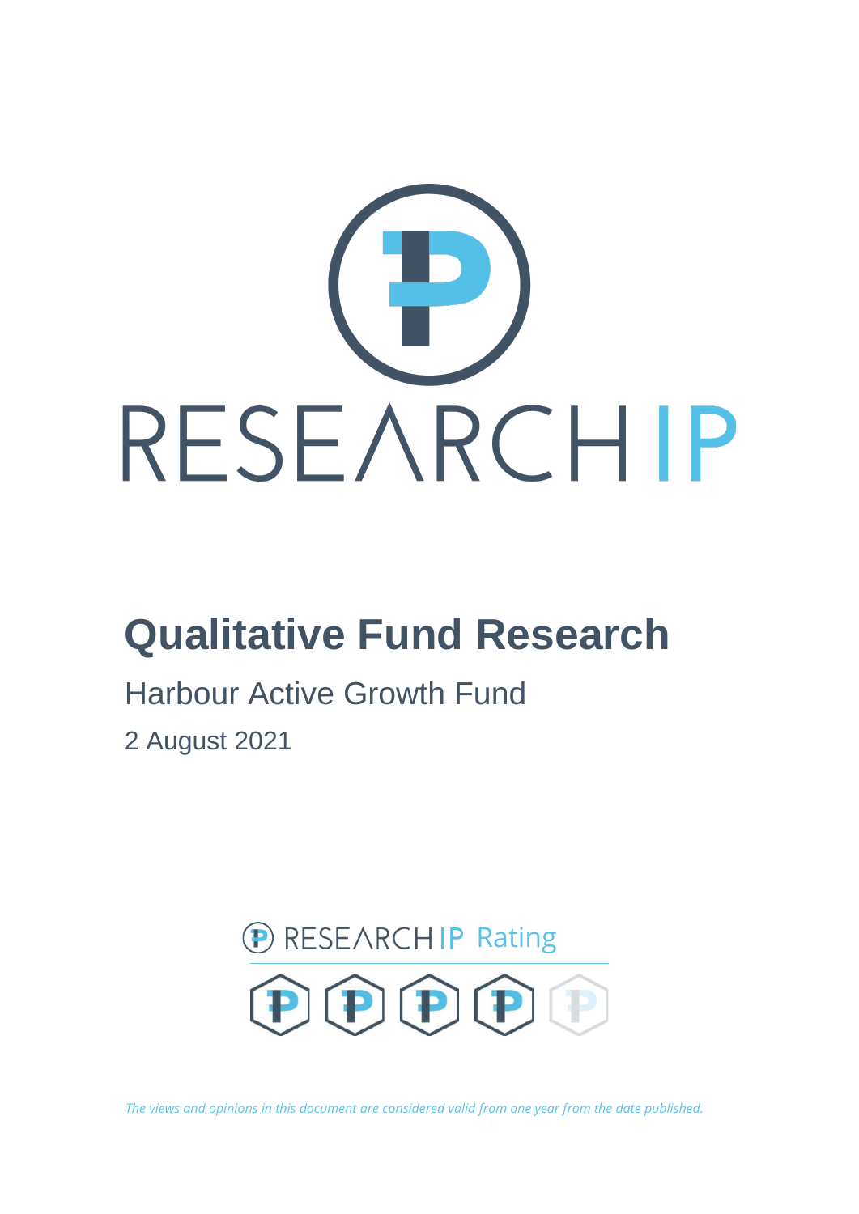RESEARCH IP

# Qualitative Fund Research

Harbour Active Growth Fund

2 August 2021

RESEARCH IP Rating

*The views and opinions in this document are considered valid from one year from the date published.*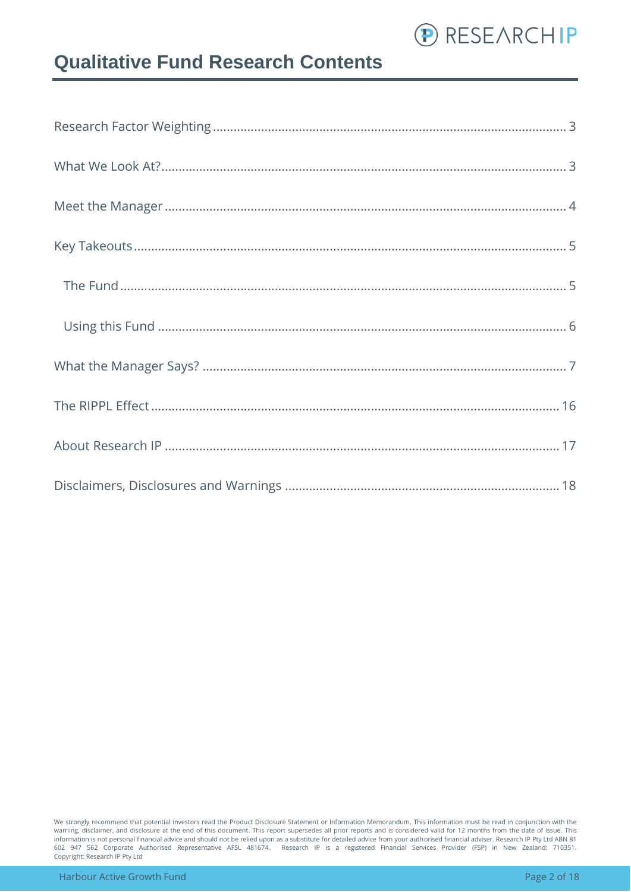# Qualitative Fund Research Contents

- Research Factor Weighting ..... 3
- What We Look At? ..... 3
- Meet the Manager ..... 4
- Key Takeouts ..... 5
  - The Fund ..... 5
  - Using this Fund ..... 6
- What the Manager Says? ..... 7
- The RIPPL Effect ..... 16
- About Research IP ..... 17
- Disclaimers, Disclosures and Warnings ..... 18

We strongly recommend that potential investors read the Product Disclosure Statement or Information Memorandum. This information must be read in conjunction with the warning, disclaimer, and disclosure at the end of this document. This report supersedes all prior reports and is considered valid for 12 months from the date of issue. This information is not personal financial advice and should not be relied upon as a substitute for detailed advice from your authorised financial adviser. Research IP Pty Ltd ABN 81 602 947 562 Corporate Authorised Representative AFSL 481674. Research IP is a registered Financial Services Provider (FSP) in New Zealand: 710351. Copyright: Research IP Pty Ltd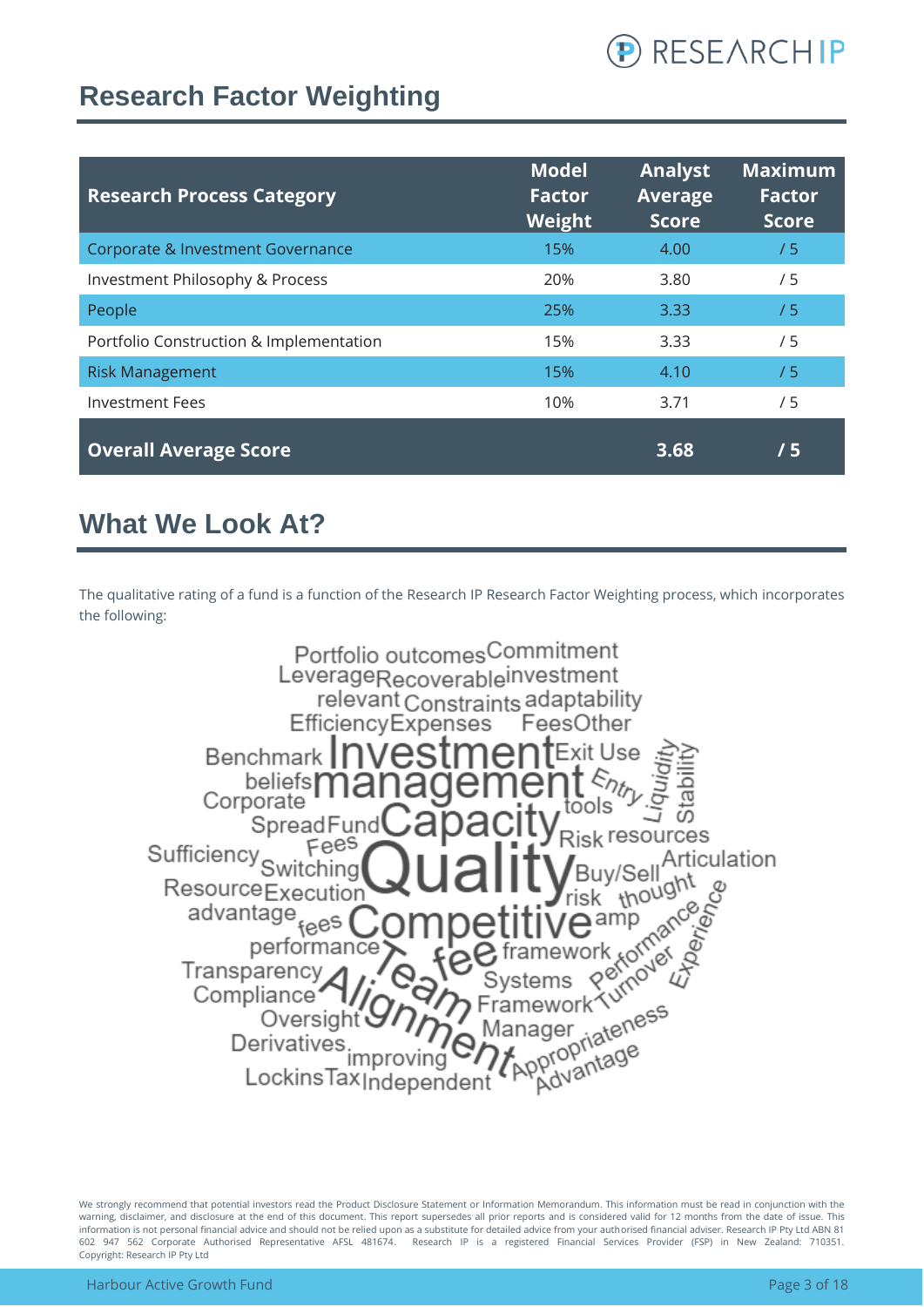# Research Factor Weighting

| Research Process Category | Model Factor Weight | Analyst Average Score | Maximum Factor Score |
|---|---|---|---|
| Corporate & Investment Governance | 15% | 4.00 | / 5 |
| Investment Philosophy & Process | 20% | 3.80 | / 5 |
| People | 25% | 3.33 | / 5 |
| Portfolio Construction & Implementation | 15% | 3.33 | / 5 |
| Risk Management | 15% | 4.10 | / 5 |
| Investment Fees | 10% | 3.71 | / 5 |
| **Overall Average Score** | | **3.68** | **/ 5** |

# What We Look At?

The qualitative rating of a fund is a function of the Research IP Research Factor Weighting process, which incorporates the following: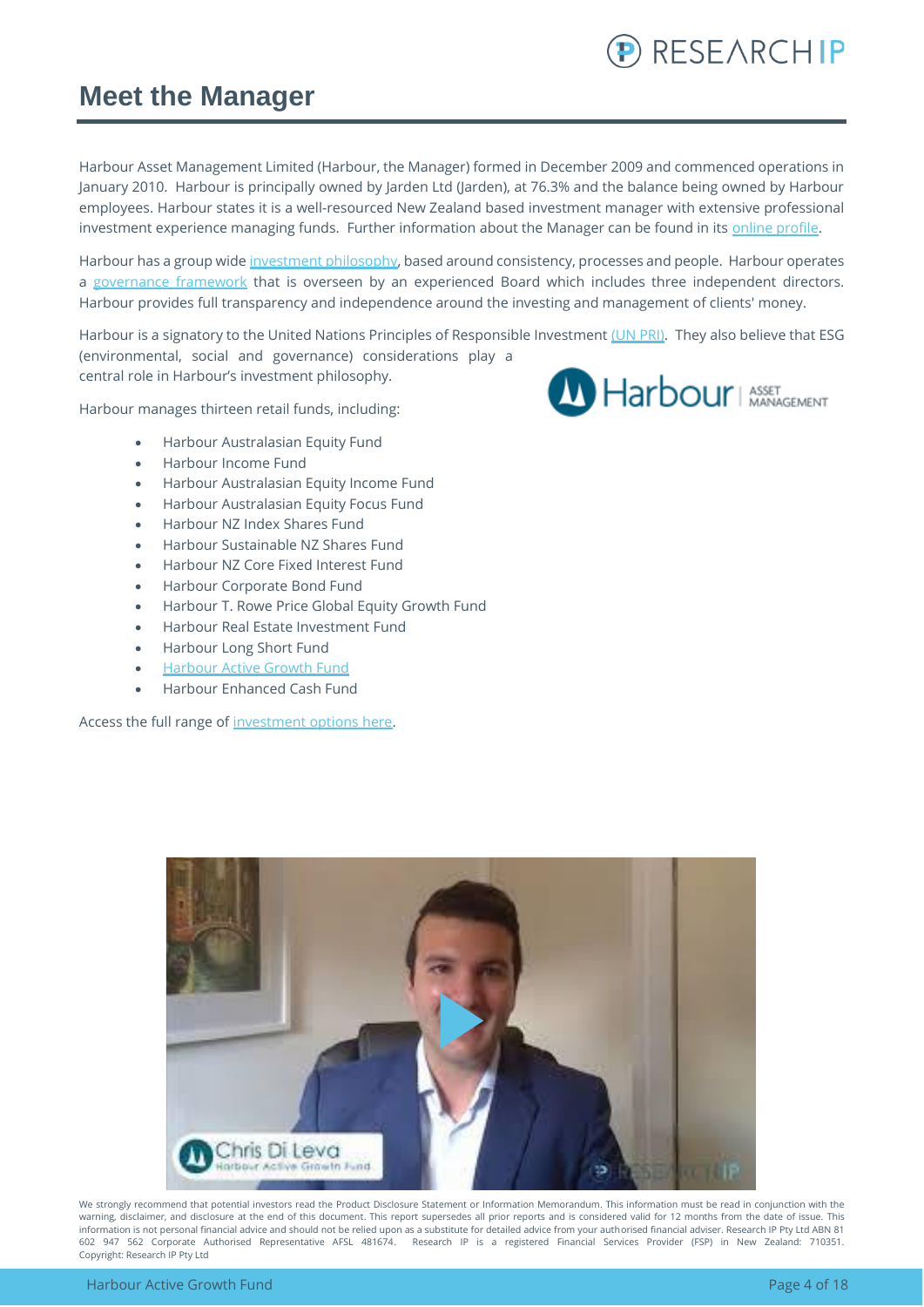# Meet the Manager

Harbour Asset Management Limited (Harbour, the Manager) formed in December 2009 and commenced operations in January 2010. Harbour is principally owned by Jarden Ltd (Jarden), at 76.3% and the balance being owned by Harbour employees. Harbour states it is a well-resourced New Zealand based investment manager with extensive professional investment experience managing funds. Further information about the Manager can be found in its online profile.

Harbour has a group wide investment philosophy, based around consistency, processes and people. Harbour operates a governance framework that is overseen by an experienced Board which includes three independent directors. Harbour provides full transparency and independence around the investing and management of clients' money.

Harbour is a signatory to the United Nations Principles of Responsible Investment (UN PRI). They also believe that ESG (environmental, social and governance) considerations play a central role in Harbour's investment philosophy.

Harbour manages thirteen retail funds, including:

- Harbour Australasian Equity Fund
- Harbour Income Fund
- Harbour Australasian Equity Income Fund
- Harbour Australasian Equity Focus Fund
- Harbour NZ Index Shares Fund
- Harbour Sustainable NZ Shares Fund
- Harbour NZ Core Fixed Interest Fund
- Harbour Corporate Bond Fund
- Harbour T. Rowe Price Global Equity Growth Fund
- Harbour Real Estate Investment Fund
- Harbour Long Short Fund
- Harbour Active Growth Fund
- Harbour Enhanced Cash Fund

Access the full range of investment options here.

We strongly recommend that potential investors read the Product Disclosure Statement or Information Memorandum. This information must be read in conjunction with the warning, disclaimer, and disclosure at the end of this document. This report supersedes all prior reports and is considered valid for 12 months from the date of issue. This information is not personal financial advice and should not be relied upon as a substitute for detailed advice from your authorised financial adviser. Research IP Pty Ltd ABN 81 602 947 562 Corporate Authorised Representative AFSL 481674. Research IP is a registered Financial Services Provider (FSP) in New Zealand: 710351. Copyright: Research IP Pty Ltd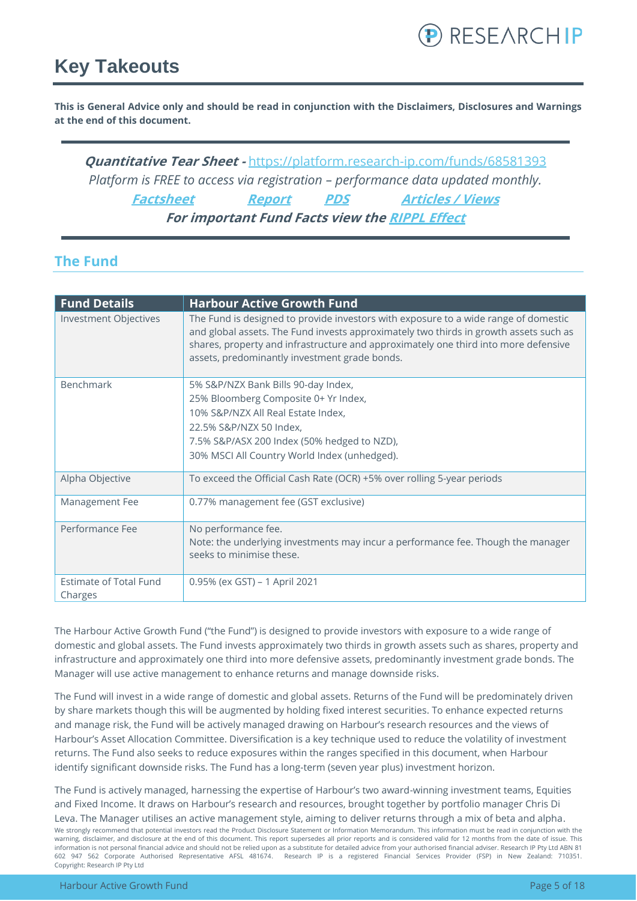# Key Takeouts

**This is General Advice only and should be read in conjunction with the Disclaimers, Disclosures and Warnings at the end of this document.**

***Quantitative Tear Sheet -*** *https://platform.research-ip.com/funds/68581393*

*Platform is FREE to access via registration – performance data updated monthly.*

***Factsheet*** ***Report*** ***PDS*** ***Articles / Views***

***For important Fund Facts view the RIPPL Effect***

## The Fund

| Fund Details | Harbour Active Growth Fund |
|---|---|
| Investment Objectives | The Fund is designed to provide investors with exposure to a wide range of domestic and global assets. The Fund invests approximately two thirds in growth assets such as shares, property and infrastructure and approximately one third into more defensive assets, predominantly investment grade bonds. |
| Benchmark | 5% S&P/NZX Bank Bills 90-day Index,<br>25% Bloomberg Composite 0+ Yr Index,<br>10% S&P/NZX All Real Estate Index,<br>22.5% S&P/NZX 50 Index,<br>7.5% S&P/ASX 200 Index (50% hedged to NZD),<br>30% MSCI All Country World Index (unhedged). |
| Alpha Objective | To exceed the Official Cash Rate (OCR) +5% over rolling 5-year periods |
| Management Fee | 0.77% management fee (GST exclusive) |
| Performance Fee | No performance fee.<br>Note: the underlying investments may incur a performance fee. Though the manager seeks to minimise these. |
| Estimate of Total Fund Charges | 0.95% (ex GST) – 1 April 2021 |

The Harbour Active Growth Fund ("the Fund") is designed to provide investors with exposure to a wide range of domestic and global assets. The Fund invests approximately two thirds in growth assets such as shares, property and infrastructure and approximately one third into more defensive assets, predominantly investment grade bonds. The Manager will use active management to enhance returns and manage downside risks.

The Fund will invest in a wide range of domestic and global assets. Returns of the Fund will be predominately driven by share markets though this will be augmented by holding fixed interest securities. To enhance expected returns and manage risk, the Fund will be actively managed drawing on Harbour's research resources and the views of Harbour's Asset Allocation Committee. Diversification is a key technique used to reduce the volatility of investment returns. The Fund also seeks to reduce exposures within the ranges specified in this document, when Harbour identify significant downside risks. The Fund has a long-term (seven year plus) investment horizon.

The Fund is actively managed, harnessing the expertise of Harbour's two award-winning investment teams, Equities and Fixed Income. It draws on Harbour's research and resources, brought together by portfolio manager Chris Di Leva. The Manager utilises an active management style, aiming to deliver returns through a mix of beta and alpha.

We strongly recommend that potential investors read the Product Disclosure Statement or Information Memorandum. This information must be read in conjunction with the warning, disclaimer, and disclosure at the end of this document. This report supersedes all prior reports and is considered valid for 12 months from the date of issue. This information is not personal financial advice and should not be relied upon as a substitute for detailed advice from your authorised financial adviser. Research IP Pty Ltd ABN 81 602 947 562 Corporate Authorised Representative AFSL 481674. Research IP is a registered Financial Services Provider (FSP) in New Zealand: 710351. Copyright: Research IP Pty Ltd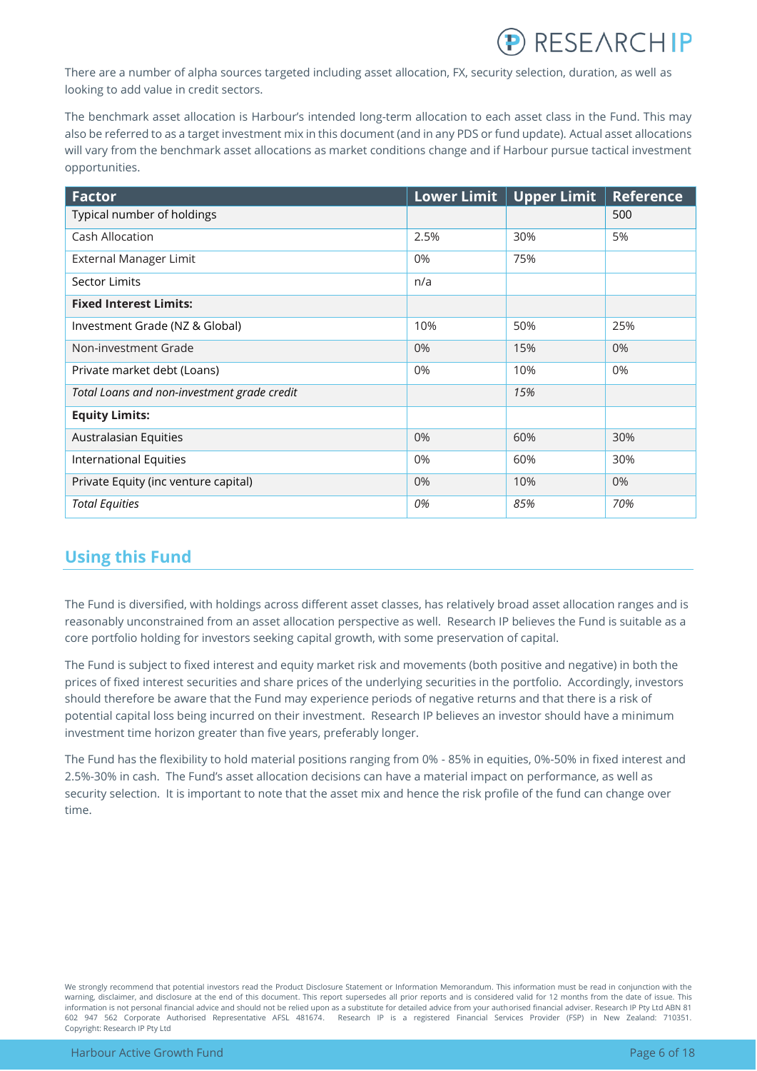There are a number of alpha sources targeted including asset allocation, FX, security selection, duration, as well as looking to add value in credit sectors.

The benchmark asset allocation is Harbour's intended long-term allocation to each asset class in the Fund. This may also be referred to as a target investment mix in this document (and in any PDS or fund update). Actual asset allocations will vary from the benchmark asset allocations as market conditions change and if Harbour pursue tactical investment opportunities.

| Factor | Lower Limit | Upper Limit | Reference |
|---|---|---|---|
| Typical number of holdings | | | 500 |
| Cash Allocation | 2.5% | 30% | 5% |
| External Manager Limit | 0% | 75% | |
| Sector Limits | n/a | | |
| **Fixed Interest Limits:** | | | |
| Investment Grade (NZ & Global) | 10% | 50% | 25% |
| Non-investment Grade | 0% | 15% | 0% |
| Private market debt (Loans) | 0% | 10% | 0% |
| *Total Loans and non-investment grade credit* | | *15%* | |
| **Equity Limits:** | | | |
| Australasian Equities | 0% | 60% | 30% |
| International Equities | 0% | 60% | 30% |
| Private Equity (inc venture capital) | 0% | 10% | 0% |
| *Total Equities* | *0%* | *85%* | *70%* |

## Using this Fund

The Fund is diversified, with holdings across different asset classes, has relatively broad asset allocation ranges and is reasonably unconstrained from an asset allocation perspective as well. Research IP believes the Fund is suitable as a core portfolio holding for investors seeking capital growth, with some preservation of capital.

The Fund is subject to fixed interest and equity market risk and movements (both positive and negative) in both the prices of fixed interest securities and share prices of the underlying securities in the portfolio. Accordingly, investors should therefore be aware that the Fund may experience periods of negative returns and that there is a risk of potential capital loss being incurred on their investment. Research IP believes an investor should have a minimum investment time horizon greater than five years, preferably longer.

The Fund has the flexibility to hold material positions ranging from 0% - 85% in equities, 0%-50% in fixed interest and 2.5%-30% in cash. The Fund's asset allocation decisions can have a material impact on performance, as well as security selection. It is important to note that the asset mix and hence the risk profile of the fund can change over time.

We strongly recommend that potential investors read the Product Disclosure Statement or Information Memorandum. This information must be read in conjunction with the warning, disclaimer, and disclosure at the end of this document. This report supersedes all prior reports and is considered valid for 12 months from the date of issue. This information is not personal financial advice and should not be relied upon as a substitute for detailed advice from your authorised financial adviser. Research IP Pty Ltd ABN 81 602 947 562 Corporate Authorised Representative AFSL 481674. Research IP is a registered Financial Services Provider (FSP) in New Zealand: 710351. Copyright: Research IP Pty Ltd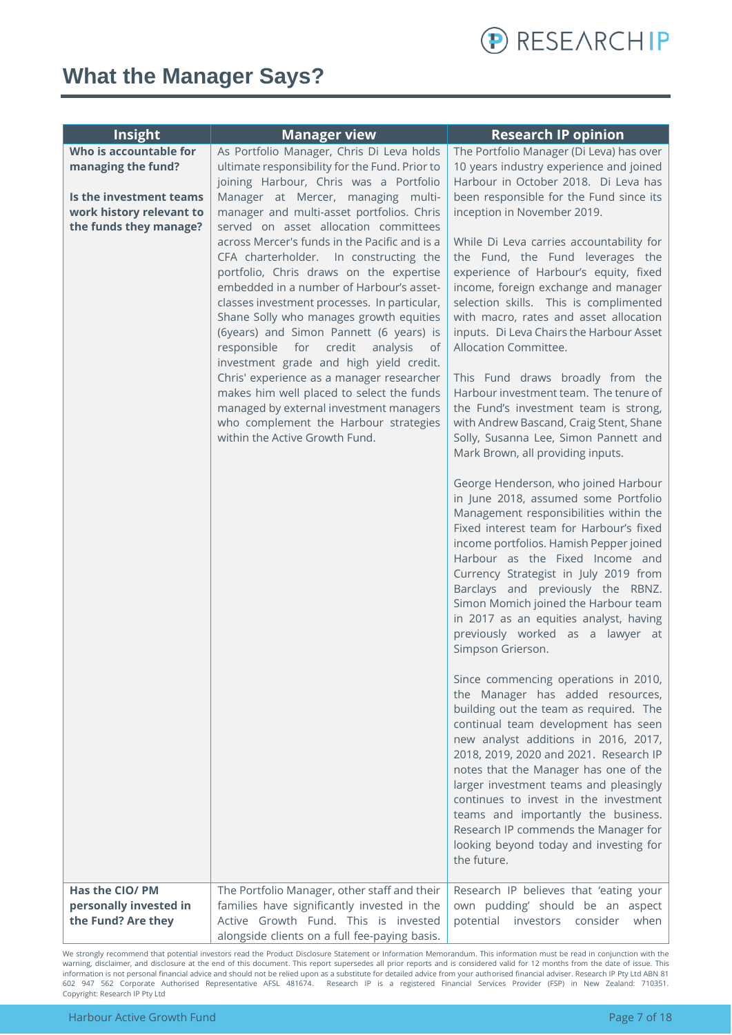# What the Manager Says?

| Insight | Manager view | Research IP opinion |
|---|---|---|
| **Who is accountable for managing the fund?**<br><br>**Is the investment teams work history relevant to the funds they manage?** | As Portfolio Manager, Chris Di Leva holds ultimate responsibility for the Fund. Prior to joining Harbour, Chris was a Portfolio Manager at Mercer, managing multi-manager and multi-asset portfolios. Chris served on asset allocation committees across Mercer's funds in the Pacific and is a CFA charterholder. In constructing the portfolio, Chris draws on the expertise embedded in a number of Harbour's asset-classes investment processes. In particular, Shane Solly who manages growth equities (6years) and Simon Pannett (6 years) is responsible for credit analysis of investment grade and high yield credit. Chris' experience as a manager researcher makes him well placed to select the funds managed by external investment managers who complement the Harbour strategies within the Active Growth Fund. | The Portfolio Manager (Di Leva) has over 10 years industry experience and joined Harbour in October 2018. Di Leva has been responsible for the Fund since its inception in November 2019.<br><br>While Di Leva carries accountability for the Fund, the Fund leverages the experience of Harbour's equity, fixed income, foreign exchange and manager selection skills. This is complimented with macro, rates and asset allocation inputs. Di Leva Chairs the Harbour Asset Allocation Committee.<br><br>This Fund draws broadly from the Harbour investment team. The tenure of the Fund's investment team is strong, with Andrew Bascand, Craig Stent, Shane Solly, Susanna Lee, Simon Pannett and Mark Brown, all providing inputs.<br><br>George Henderson, who joined Harbour in June 2018, assumed some Portfolio Management responsibilities within the Fixed interest team for Harbour's fixed income portfolios. Hamish Pepper joined Harbour as the Fixed Income and Currency Strategist in July 2019 from Barclays and previously the RBNZ. Simon Momich joined the Harbour team in 2017 as an equities analyst, having previously worked as a lawyer at Simpson Grierson.<br><br>Since commencing operations in 2010, the Manager has added resources, building out the team as required. The continual team development has seen new analyst additions in 2016, 2017, 2018, 2019, 2020 and 2021. Research IP notes that the Manager has one of the larger investment teams and pleasingly continues to invest in the investment teams and importantly the business. Research IP commends the Manager for looking beyond today and investing for the future. |
| **Has the CIO/ PM personally invested in the Fund? Are they** | The Portfolio Manager, other staff and their families have significantly invested in the Active Growth Fund. This is invested alongside clients on a full fee-paying basis. | Research IP believes that 'eating your own pudding' should be an aspect potential investors consider when |

We strongly recommend that potential investors read the Product Disclosure Statement or Information Memorandum. This information must be read in conjunction with the warning, disclaimer, and disclosure at the end of this document. This report supersedes all prior reports and is considered valid for 12 months from the date of issue. This information is not personal financial advice and should not be relied upon as a substitute for detailed advice from your authorised financial adviser. Research IP Pty Ltd ABN 81 602 947 562 Corporate Authorised Representative AFSL 481674. Research IP is a registered Financial Services Provider (FSP) in New Zealand: 710351. Copyright: Research IP Pty Ltd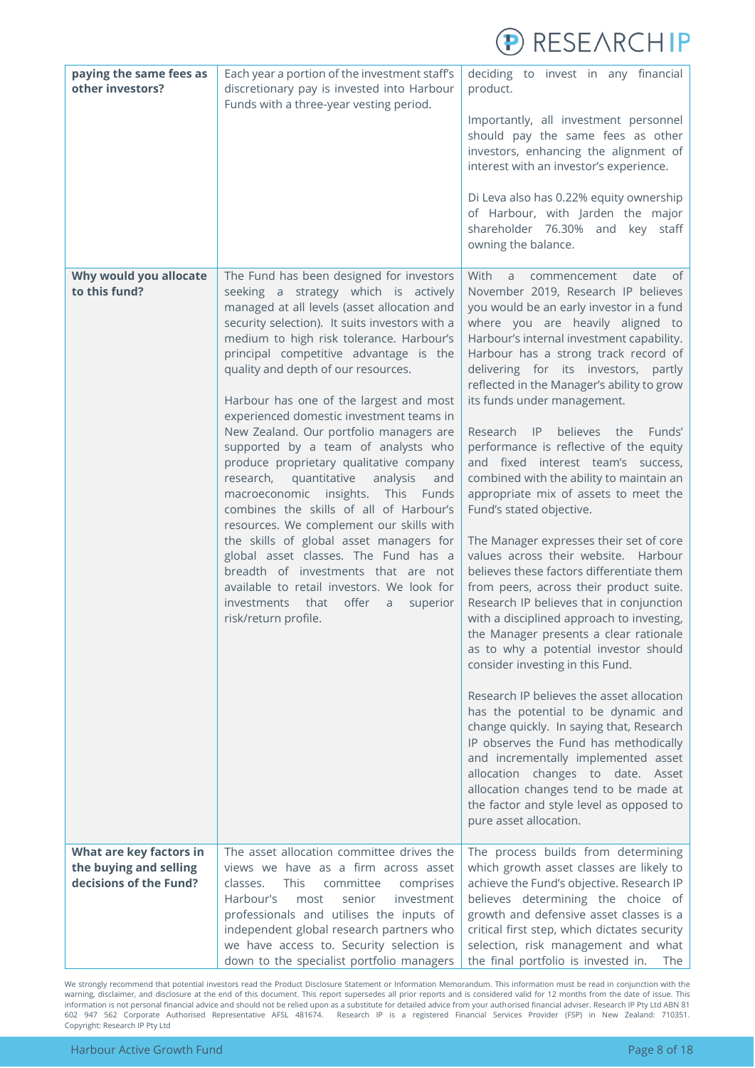| | | |
|---|---|---|
| **paying the same fees as other investors?** | Each year a portion of the investment staff's discretionary pay is invested into Harbour Funds with a three-year vesting period. | deciding to invest in any financial product.<br><br>Importantly, all investment personnel should pay the same fees as other investors, enhancing the alignment of interest with an investor's experience.<br><br>Di Leva also has 0.22% equity ownership of Harbour, with Jarden the major shareholder 76.30% and key staff owning the balance. |
| **Why would you allocate to this fund?** | The Fund has been designed for investors seeking a strategy which is actively managed at all levels (asset allocation and security selection). It suits investors with a medium to high risk tolerance. Harbour's principal competitive advantage is the quality and depth of our resources.<br><br>Harbour has one of the largest and most experienced domestic investment teams in New Zealand. Our portfolio managers are supported by a team of analysts who produce proprietary qualitative company research, quantitative analysis and macroeconomic insights. This Funds combines the skills of all of Harbour's resources. We complement our skills with the skills of global asset managers for global asset classes. The Fund has a breadth of investments that are not available to retail investors. We look for investments that offer a superior risk/return profile. | With a commencement date of November 2019, Research IP believes you would be an early investor in a fund where you are heavily aligned to Harbour's internal investment capability. Harbour has a strong track record of delivering for its investors, partly reflected in the Manager's ability to grow its funds under management.<br><br>Research IP believes the Funds' performance is reflective of the equity and fixed interest team's success, combined with the ability to maintain an appropriate mix of assets to meet the Fund's stated objective.<br><br>The Manager expresses their set of core values across their website. Harbour believes these factors differentiate them from peers, across their product suite. Research IP believes that in conjunction with a disciplined approach to investing, the Manager presents a clear rationale as to why a potential investor should consider investing in this Fund.<br><br>Research IP believes the asset allocation has the potential to be dynamic and change quickly. In saying that, Research IP observes the Fund has methodically and incrementally implemented asset allocation changes to date. Asset allocation changes tend to be made at the factor and style level as opposed to pure asset allocation. |
| **What are key factors in the buying and selling decisions of the Fund?** | The asset allocation committee drives the views we have as a firm across asset classes. This committee comprises Harbour's most senior investment professionals and utilises the inputs of independent global research partners who we have access to. Security selection is down to the specialist portfolio managers | The process builds from determining which growth asset classes are likely to achieve the Fund's objective. Research IP believes determining the choice of growth and defensive asset classes is a critical first step, which dictates security selection, risk management and what the final portfolio is invested in. The |

We strongly recommend that potential investors read the Product Disclosure Statement or Information Memorandum. This information must be read in conjunction with the warning, disclaimer, and disclosure at the end of this document. This report supersedes all prior reports and is considered valid for 12 months from the date of issue. This information is not personal financial advice and should not be relied upon as a substitute for detailed advice from your authorised financial adviser. Research IP Pty Ltd ABN 81 602 947 562 Corporate Authorised Representative AFSL 481674. Research IP is a registered Financial Services Provider (FSP) in New Zealand: 710351. Copyright: Research IP Pty Ltd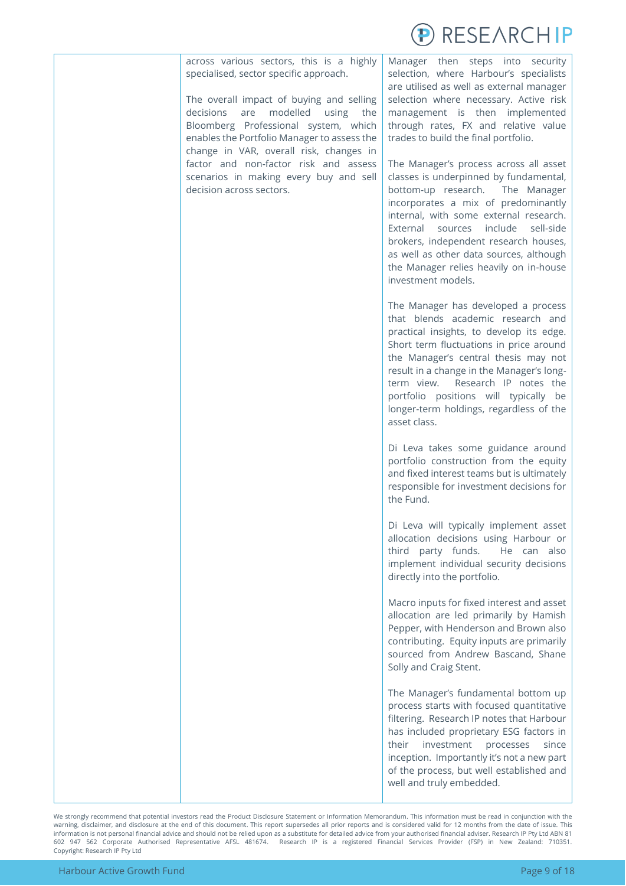across various sectors, this is a highly specialised, sector specific approach.

The overall impact of buying and selling decisions are modelled using the Bloomberg Professional system, which enables the Portfolio Manager to assess the change in VAR, overall risk, changes in factor and non-factor risk and assess scenarios in making every buy and sell decision across sectors.

Manager then steps into security selection, where Harbour's specialists are utilised as well as external manager selection where necessary. Active risk management is then implemented through rates, FX and relative value trades to build the final portfolio.

The Manager's process across all asset classes is underpinned by fundamental, bottom-up research. The Manager incorporates a mix of predominantly internal, with some external research. External sources include sell-side brokers, independent research houses, as well as other data sources, although the Manager relies heavily on in-house investment models.

The Manager has developed a process that blends academic research and practical insights, to develop its edge. Short term fluctuations in price around the Manager's central thesis may not result in a change in the Manager's long-term view. Research IP notes the portfolio positions will typically be longer-term holdings, regardless of the asset class.

Di Leva takes some guidance around portfolio construction from the equity and fixed interest teams but is ultimately responsible for investment decisions for the Fund.

Di Leva will typically implement asset allocation decisions using Harbour or third party funds. He can also implement individual security decisions directly into the portfolio.

Macro inputs for fixed interest and asset allocation are led primarily by Hamish Pepper, with Henderson and Brown also contributing. Equity inputs are primarily sourced from Andrew Bascand, Shane Solly and Craig Stent.

The Manager's fundamental bottom up process starts with focused quantitative filtering. Research IP notes that Harbour has included proprietary ESG factors in their investment processes since inception. Importantly it's not a new part of the process, but well established and well and truly embedded.

We strongly recommend that potential investors read the Product Disclosure Statement or Information Memorandum. This information must be read in conjunction with the warning, disclaimer, and disclosure at the end of this document. This report supersedes all prior reports and is considered valid for 12 months from the date of issue. This information is not personal financial advice and should not be relied upon as a substitute for detailed advice from your authorised financial adviser. Research IP Pty Ltd ABN 81 602 947 562 Corporate Authorised Representative AFSL 481674. Research IP is a registered Financial Services Provider (FSP) in New Zealand: 710351. Copyright: Research IP Pty Ltd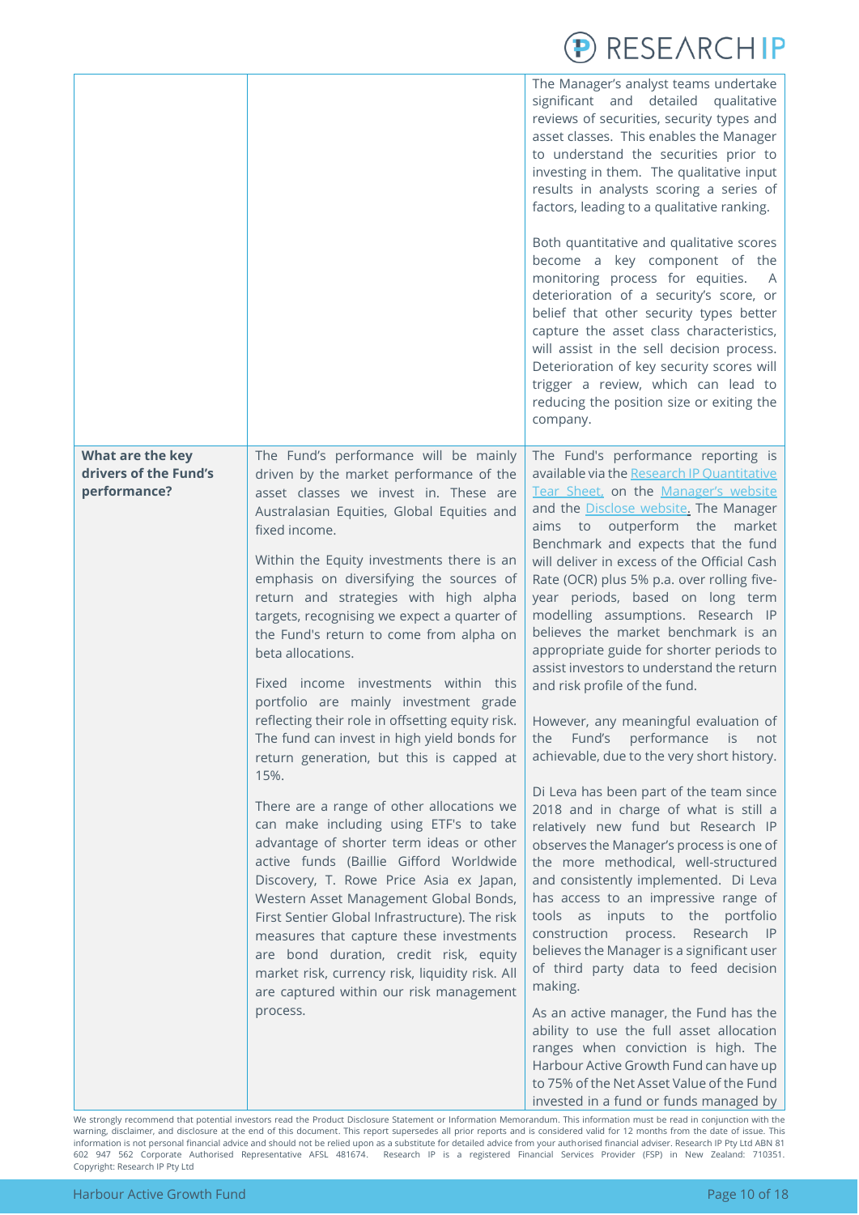| | | |
|---|---|---|
| | | The Manager's analyst teams undertake significant and detailed qualitative reviews of securities, security types and asset classes. This enables the Manager to understand the securities prior to investing in them. The qualitative input results in analysts scoring a series of factors, leading to a qualitative ranking.<br><br>Both quantitative and qualitative scores become a key component of the monitoring process for equities. A deterioration of a security's score, or belief that other security types better capture the asset class characteristics, will assist in the sell decision process. Deterioration of key security scores will trigger a review, which can lead to reducing the position size or exiting the company. |
| **What are the key drivers of the Fund's performance?** | The Fund's performance will be mainly driven by the market performance of the asset classes we invest in. These are Australasian Equities, Global Equities and fixed income.<br><br>Within the Equity investments there is an emphasis on diversifying the sources of return and strategies with high alpha targets, recognising we expect a quarter of the Fund's return to come from alpha on beta allocations.<br><br>Fixed income investments within this portfolio are mainly investment grade reflecting their role in offsetting equity risk. The fund can invest in high yield bonds for return generation, but this is capped at 15%.<br><br>There are a range of other allocations we can make including using ETF's to take advantage of shorter term ideas or other active funds (Baillie Gifford Worldwide Discovery, T. Rowe Price Asia ex Japan, Western Asset Management Global Bonds, First Sentier Global Infrastructure). The risk measures that capture these investments are bond duration, credit risk, equity market risk, currency risk, liquidity risk. All are captured within our risk management process. | The Fund's performance reporting is available via the [Research IP Quantitative Tear Sheet], on the [Manager's website] and the [Disclose website]. The Manager aims to outperform the market Benchmark and expects that the fund will deliver in excess of the Official Cash Rate (OCR) plus 5% p.a. over rolling five-year periods, based on long term modelling assumptions. Research IP believes the market benchmark is an appropriate guide for shorter periods to assist investors to understand the return and risk profile of the fund.<br><br>However, any meaningful evaluation of the Fund's performance is not achievable, due to the very short history.<br><br>Di Leva has been part of the team since 2018 and in charge of what is still a relatively new fund but Research IP observes the Manager's process is one of the more methodical, well-structured and consistently implemented. Di Leva has access to an impressive range of tools as inputs to the portfolio construction process. Research IP believes the Manager is a significant user of third party data to feed decision making.<br><br>As an active manager, the Fund has the ability to use the full asset allocation ranges when conviction is high. The Harbour Active Growth Fund can have up to 75% of the Net Asset Value of the Fund invested in a fund or funds managed by |

We strongly recommend that potential investors read the Product Disclosure Statement or Information Memorandum. This information must be read in conjunction with the warning, disclaimer, and disclosure at the end of this document. This report supersedes all prior reports and is considered valid for 12 months from the date of issue. This information is not personal financial advice and should not be relied upon as a substitute for detailed advice from your authorised financial adviser. Research IP Pty Ltd ABN 81 602 947 562 Corporate Authorised Representative AFSL 481674. Research IP is a registered Financial Services Provider (FSP) in New Zealand: 710351. Copyright: Research IP Pty Ltd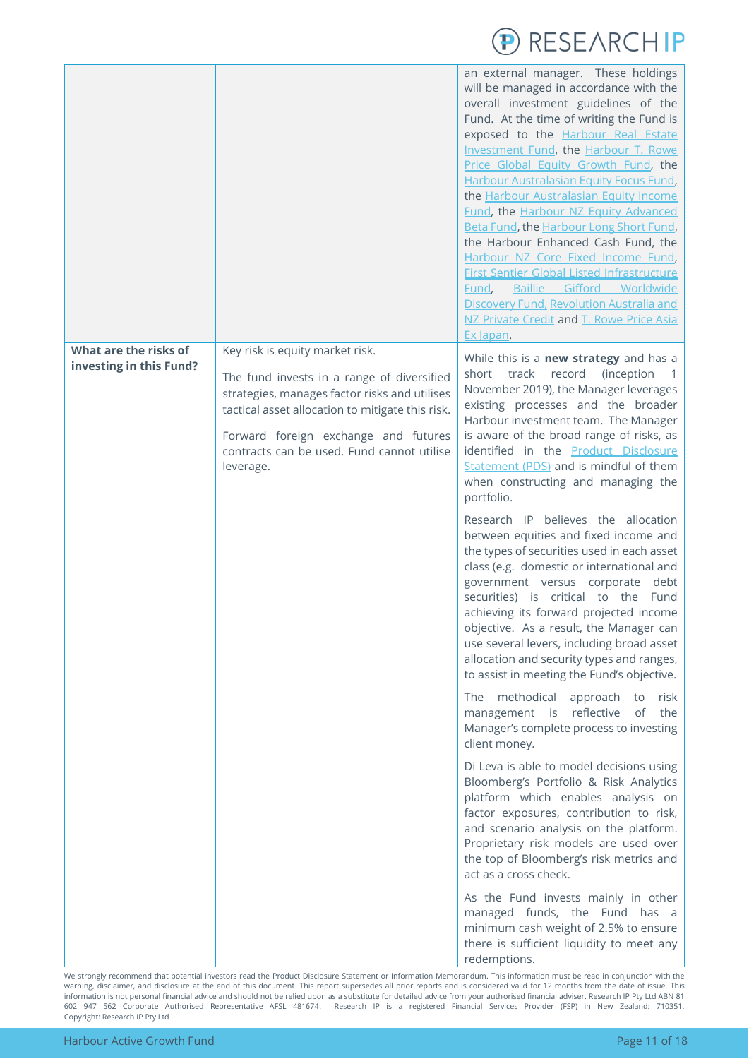| | | |
|---|---|---|
| | | an external manager. These holdings will be managed in accordance with the overall investment guidelines of the Fund. At the time of writing the Fund is exposed to the Harbour Real Estate Investment Fund, the Harbour T. Rowe Price Global Equity Growth Fund, the Harbour Australasian Equity Focus Fund, the Harbour Australasian Equity Income Fund, the Harbour NZ Equity Advanced Beta Fund, the Harbour Long Short Fund, the Harbour Enhanced Cash Fund, the Harbour NZ Core Fixed Income Fund, First Sentier Global Listed Infrastructure Fund, Baillie Gifford Worldwide Discovery Fund, Revolution Australia and NZ Private Credit and T. Rowe Price Asia Ex Japan. |
| **What are the risks of investing in this Fund?** | Key risk is equity market risk.<br><br>The fund invests in a range of diversified strategies, manages factor risks and utilises tactical asset allocation to mitigate this risk.<br><br>Forward foreign exchange and futures contracts can be used. Fund cannot utilise leverage. | While this is a **new strategy** and has a short track record (inception 1 November 2019), the Manager leverages existing processes and the broader Harbour investment team. The Manager is aware of the broad range of risks, as identified in the Product Disclosure Statement (PDS) and is mindful of them when constructing and managing the portfolio.<br><br>Research IP believes the allocation between equities and fixed income and the types of securities used in each asset class (e.g. domestic or international and government versus corporate debt securities) is critical to the Fund achieving its forward projected income objective. As a result, the Manager can use several levers, including broad asset allocation and security types and ranges, to assist in meeting the Fund's objective.<br><br>The methodical approach to risk management is reflective of the Manager's complete process to investing client money.<br><br>Di Leva is able to model decisions using Bloomberg's Portfolio & Risk Analytics platform which enables analysis on factor exposures, contribution to risk, and scenario analysis on the platform. Proprietary risk models are used over the top of Bloomberg's risk metrics and act as a cross check.<br><br>As the Fund invests mainly in other managed funds, the Fund has a minimum cash weight of 2.5% to ensure there is sufficient liquidity to meet any redemptions. |

We strongly recommend that potential investors read the Product Disclosure Statement or Information Memorandum. This information must be read in conjunction with the warning, disclaimer, and disclosure at the end of this document. This report supersedes all prior reports and is considered valid for 12 months from the date of issue. This information is not personal financial advice and should not be relied upon as a substitute for detailed advice from your authorised financial adviser. Research IP Pty Ltd ABN 81 602 947 562 Corporate Authorised Representative AFSL 481674. Research IP is a registered Financial Services Provider (FSP) in New Zealand: 710351. Copyright: Research IP Pty Ltd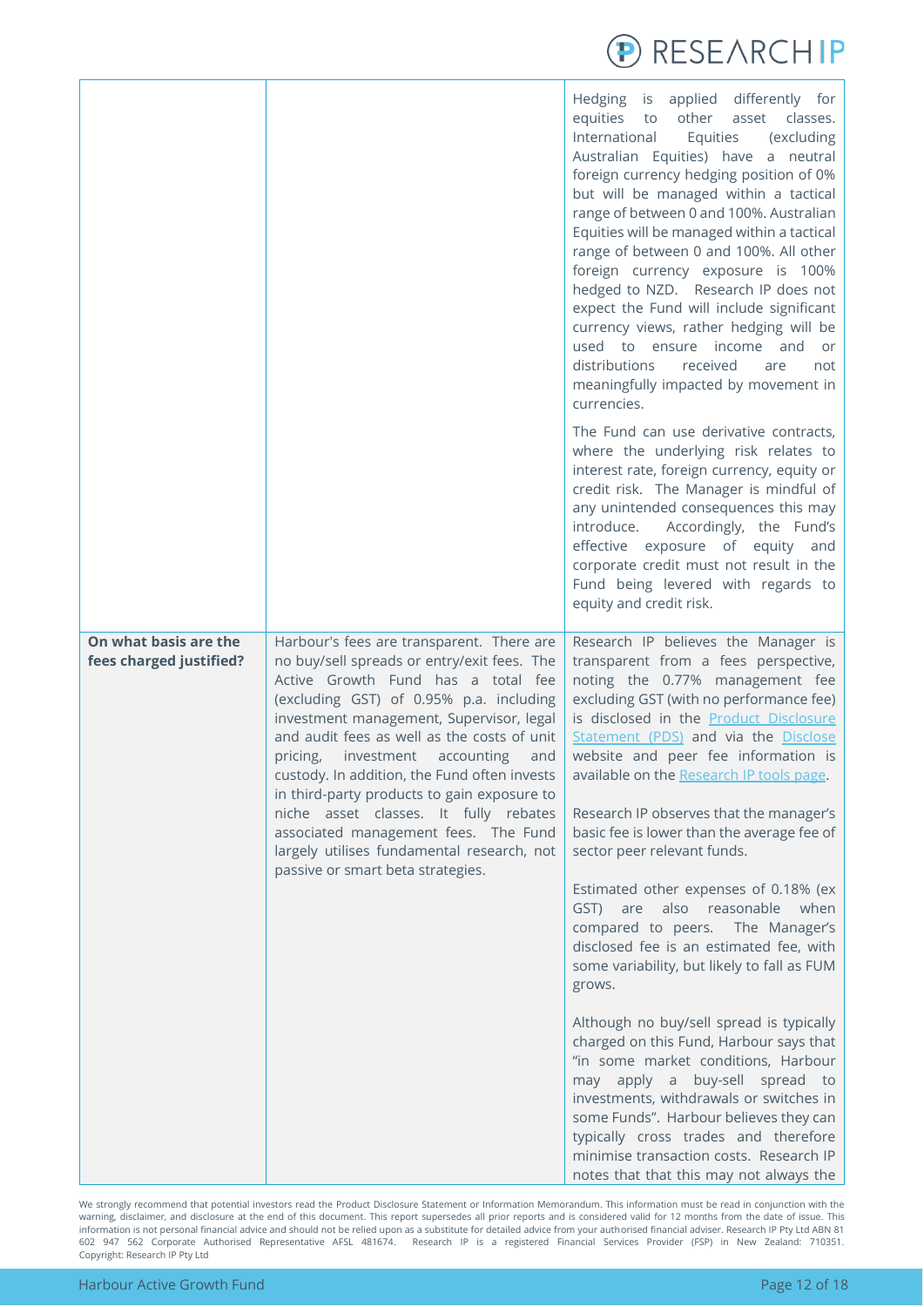| | | |
|---|---|---|
| | | Hedging is applied differently for equities to other asset classes. International Equities (excluding Australian Equities) have a neutral foreign currency hedging position of 0% but will be managed within a tactical range of between 0 and 100%. Australian Equities will be managed within a tactical range of between 0 and 100%. All other foreign currency exposure is 100% hedged to NZD. Research IP does not expect the Fund will include significant currency views, rather hedging will be used to ensure income and or distributions received are not meaningfully impacted by movement in currencies.<br><br>The Fund can use derivative contracts, where the underlying risk relates to interest rate, foreign currency, equity or credit risk. The Manager is mindful of any unintended consequences this may introduce. Accordingly, the Fund's effective exposure of equity and corporate credit must not result in the Fund being levered with regards to equity and credit risk. |
| **On what basis are the fees charged justified?** | Harbour's fees are transparent. There are no buy/sell spreads or entry/exit fees. The Active Growth Fund has a total fee (excluding GST) of 0.95% p.a. including investment management, Supervisor, legal and audit fees as well as the costs of unit pricing, investment accounting and custody. In addition, the Fund often invests in third-party products to gain exposure to niche asset classes. It fully rebates associated management fees. The Fund largely utilises fundamental research, not passive or smart beta strategies. | Research IP believes the Manager is transparent from a fees perspective, noting the 0.77% management fee excluding GST (with no performance fee) is disclosed in the Product Disclosure Statement (PDS) and via the Disclose website and peer fee information is available on the Research IP tools page.<br><br>Research IP observes that the manager's basic fee is lower than the average fee of sector peer relevant funds.<br><br>Estimated other expenses of 0.18% (ex GST) are also reasonable when compared to peers. The Manager's disclosed fee is an estimated fee, with some variability, but likely to fall as FUM grows.<br><br>Although no buy/sell spread is typically charged on this Fund, Harbour says that "in some market conditions, Harbour may apply a buy-sell spread to investments, withdrawals or switches in some Funds". Harbour believes they can typically cross trades and therefore minimise transaction costs. Research IP notes that that this may not always the |

We strongly recommend that potential investors read the Product Disclosure Statement or Information Memorandum. This information must be read in conjunction with the warning, disclaimer, and disclosure at the end of this document. This report supersedes all prior reports and is considered valid for 12 months from the date of issue. This information is not personal financial advice and should not be relied upon as a substitute for detailed advice from your authorised financial adviser. Research IP Pty Ltd ABN 81 602 947 562 Corporate Authorised Representative AFSL 481674. Research IP is a registered Financial Services Provider (FSP) in New Zealand: 710351. Copyright: Research IP Pty Ltd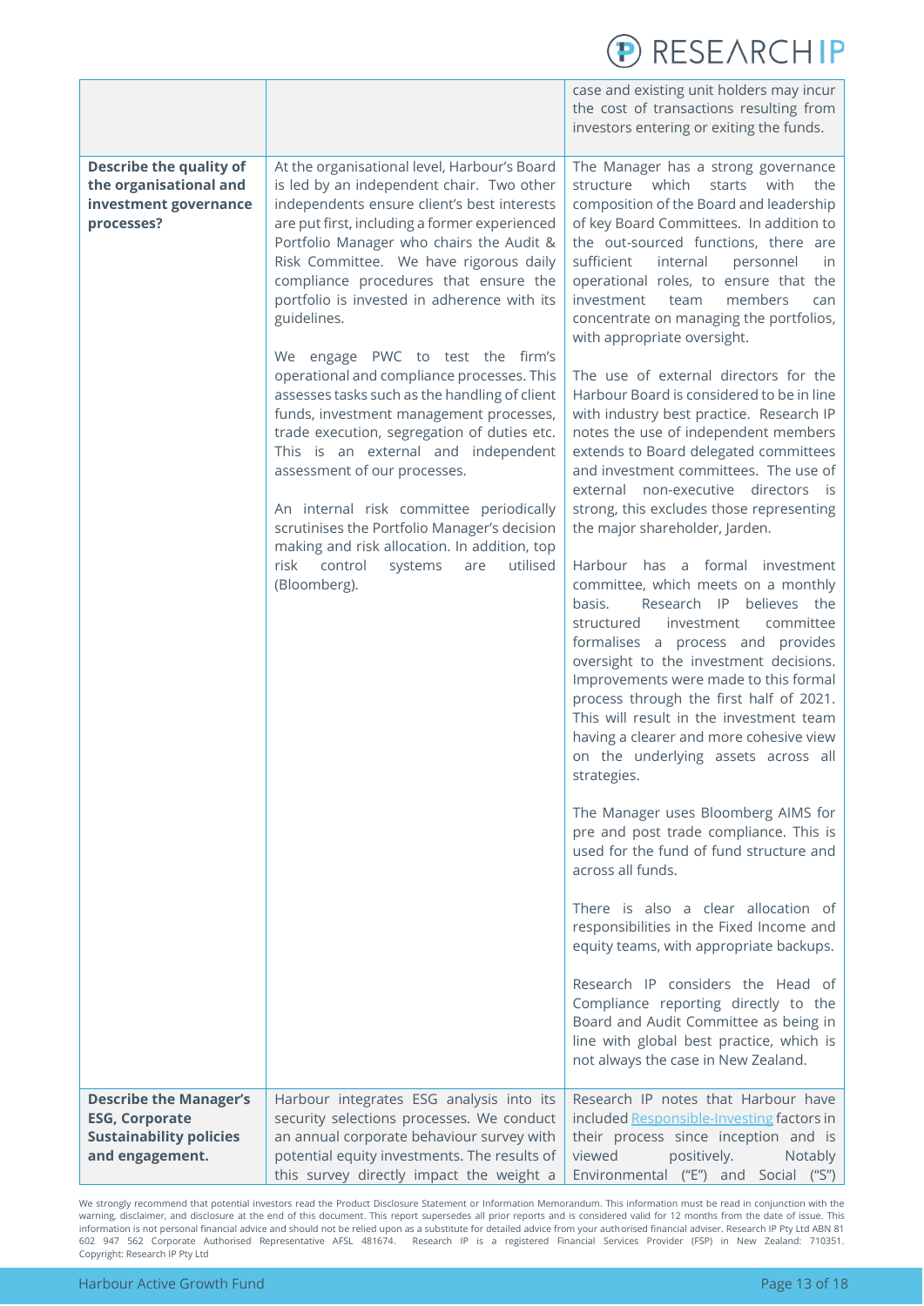| | | |
|---|---|---|
| | | case and existing unit holders may incur the cost of transactions resulting from investors entering or exiting the funds. |
| **Describe the quality of the organisational and investment governance processes?** | At the organisational level, Harbour's Board is led by an independent chair. Two other independents ensure client's best interests are put first, including a former experienced Portfolio Manager who chairs the Audit & Risk Committee. We have rigorous daily compliance procedures that ensure the portfolio is invested in adherence with its guidelines.<br><br>We engage PWC to test the firm's operational and compliance processes. This assesses tasks such as the handling of client funds, investment management processes, trade execution, segregation of duties etc. This is an external and independent assessment of our processes.<br><br>An internal risk committee periodically scrutinises the Portfolio Manager's decision making and risk allocation. In addition, top risk control systems are utilised (Bloomberg). | The Manager has a strong governance structure which starts with the composition of the Board and leadership of key Board Committees. In addition to the out-sourced functions, there are sufficient internal personnel in operational roles, to ensure that the investment team members can concentrate on managing the portfolios, with appropriate oversight.<br><br>The use of external directors for the Harbour Board is considered to be in line with industry best practice. Research IP notes the use of independent members extends to Board delegated committees and investment committees. The use of external non-executive directors is strong, this excludes those representing the major shareholder, Jarden.<br><br>Harbour has a formal investment committee, which meets on a monthly basis. Research IP believes the structured investment committee formalises a process and provides oversight to the investment decisions. Improvements were made to this formal process through the first half of 2021. This will result in the investment team having a clearer and more cohesive view on the underlying assets across all strategies.<br><br>The Manager uses Bloomberg AIMS for pre and post trade compliance. This is used for the fund of fund structure and across all funds.<br><br>There is also a clear allocation of responsibilities in the Fixed Income and equity teams, with appropriate backups.<br><br>Research IP considers the Head of Compliance reporting directly to the Board and Audit Committee as being in line with global best practice, which is not always the case in New Zealand. |
| **Describe the Manager's ESG, Corporate Sustainability policies and engagement.** | Harbour integrates ESG analysis into its security selections processes. We conduct an annual corporate behaviour survey with potential equity investments. The results of this survey directly impact the weight a | Research IP notes that Harbour have included Responsible-Investing factors in their process since inception and is viewed positively. Notably Environmental ("E") and Social ("S") |

We strongly recommend that potential investors read the Product Disclosure Statement or Information Memorandum. This information must be read in conjunction with the warning, disclaimer, and disclosure at the end of this document. This report supersedes all prior reports and is considered valid for 12 months from the date of issue. This information is not personal financial advice and should not be relied upon as a substitute for detailed advice from your authorised financial adviser. Research IP Pty Ltd ABN 81 602 947 562 Corporate Authorised Representative AFSL 481674. Research IP is a registered Financial Services Provider (FSP) in New Zealand: 710351. Copyright: Research IP Pty Ltd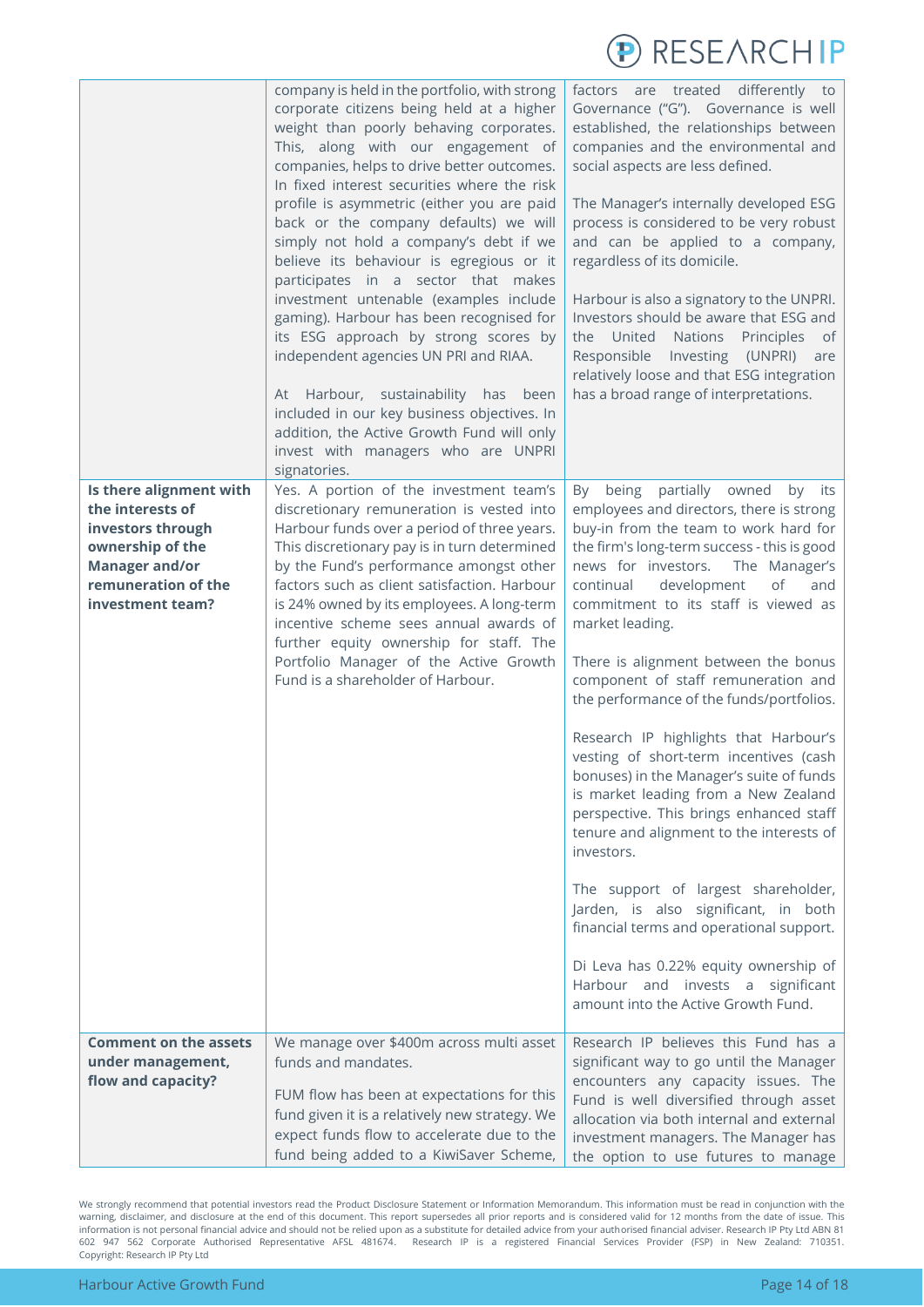| | | |
|---|---|---|
| | company is held in the portfolio, with strong corporate citizens being held at a higher weight than poorly behaving corporates. This, along with our engagement of companies, helps to drive better outcomes. In fixed interest securities where the risk profile is asymmetric (either you are paid back or the company defaults) we will simply not hold a company's debt if we believe its behaviour is egregious or it participates in a sector that makes investment untenable (examples include gaming). Harbour has been recognised for its ESG approach by strong scores by independent agencies UN PRI and RIAA.<br><br>At Harbour, sustainability has been included in our key business objectives. In addition, the Active Growth Fund will only invest with managers who are UNPRI signatories. | factors are treated differently to Governance ("G"). Governance is well established, the relationships between companies and the environmental and social aspects are less defined.<br><br>The Manager's internally developed ESG process is considered to be very robust and can be applied to a company, regardless of its domicile.<br><br>Harbour is also a signatory to the UNPRI. Investors should be aware that ESG and the United Nations Principles of Responsible Investing (UNPRI) are relatively loose and that ESG integration has a broad range of interpretations. |
| **Is there alignment with the interests of investors through ownership of the Manager and/or remuneration of the investment team?** | Yes. A portion of the investment team's discretionary remuneration is vested into Harbour funds over a period of three years. This discretionary pay is in turn determined by the Fund's performance amongst other factors such as client satisfaction. Harbour is 24% owned by its employees. A long-term incentive scheme sees annual awards of further equity ownership for staff. The Portfolio Manager of the Active Growth Fund is a shareholder of Harbour. | By being partially owned by its employees and directors, there is strong buy-in from the team to work hard for the firm's long-term success - this is good news for investors. The Manager's continual development of and commitment to its staff is viewed as market leading.<br><br>There is alignment between the bonus component of staff remuneration and the performance of the funds/portfolios.<br><br>Research IP highlights that Harbour's vesting of short-term incentives (cash bonuses) in the Manager's suite of funds is market leading from a New Zealand perspective. This brings enhanced staff tenure and alignment to the interests of investors.<br><br>The support of largest shareholder, Jarden, is also significant, in both financial terms and operational support.<br><br>Di Leva has 0.22% equity ownership of Harbour and invests a significant amount into the Active Growth Fund. |
| **Comment on the assets under management, flow and capacity?** | We manage over $400m across multi asset funds and mandates.<br><br>FUM flow has been at expectations for this fund given it is a relatively new strategy. We expect funds flow to accelerate due to the fund being added to a KiwiSaver Scheme, | Research IP believes this Fund has a significant way to go until the Manager encounters any capacity issues. The Fund is well diversified through asset allocation via both internal and external investment managers. The Manager has the option to use futures to manage |

We strongly recommend that potential investors read the Product Disclosure Statement or Information Memorandum. This information must be read in conjunction with the warning, disclaimer, and disclosure at the end of this document. This report supersedes all prior reports and is considered valid for 12 months from the date of issue. This information is not personal financial advice and should not be relied upon as a substitute for detailed advice from your authorised financial adviser. Research IP Pty Ltd ABN 81 602 947 562 Corporate Authorised Representative AFSL 481674. Research IP is a registered Financial Services Provider (FSP) in New Zealand: 710351. Copyright: Research IP Pty Ltd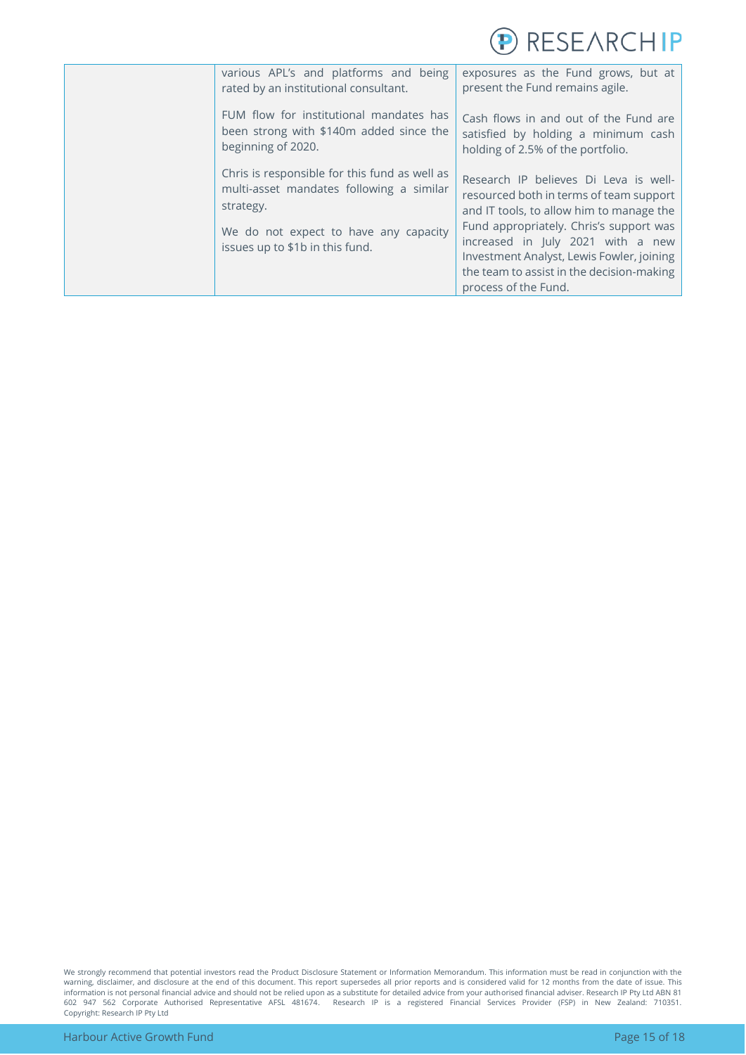| | | |
|---|---|---|
| | various APL's and platforms and being rated by an institutional consultant.<br><br>FUM flow for institutional mandates has been strong with $140m added since the beginning of 2020.<br><br>Chris is responsible for this fund as well as multi-asset mandates following a similar strategy.<br><br>We do not expect to have any capacity issues up to $1b in this fund. | exposures as the Fund grows, but at present the Fund remains agile.<br><br>Cash flows in and out of the Fund are satisfied by holding a minimum cash holding of 2.5% of the portfolio.<br><br>Research IP believes Di Leva is well-resourced both in terms of team support and IT tools, to allow him to manage the Fund appropriately. Chris's support was increased in July 2021 with a new Investment Analyst, Lewis Fowler, joining the team to assist in the decision-making process of the Fund. |

We strongly recommend that potential investors read the Product Disclosure Statement or Information Memorandum. This information must be read in conjunction with the warning, disclaimer, and disclosure at the end of this document. This report supersedes all prior reports and is considered valid for 12 months from the date of issue. This information is not personal financial advice and should not be relied upon as a substitute for detailed advice from your authorised financial adviser. Research IP Pty Ltd ABN 81 602 947 562 Corporate Authorised Representative AFSL 481674. Research IP is a registered Financial Services Provider (FSP) in New Zealand: 710351. Copyright: Research IP Pty Ltd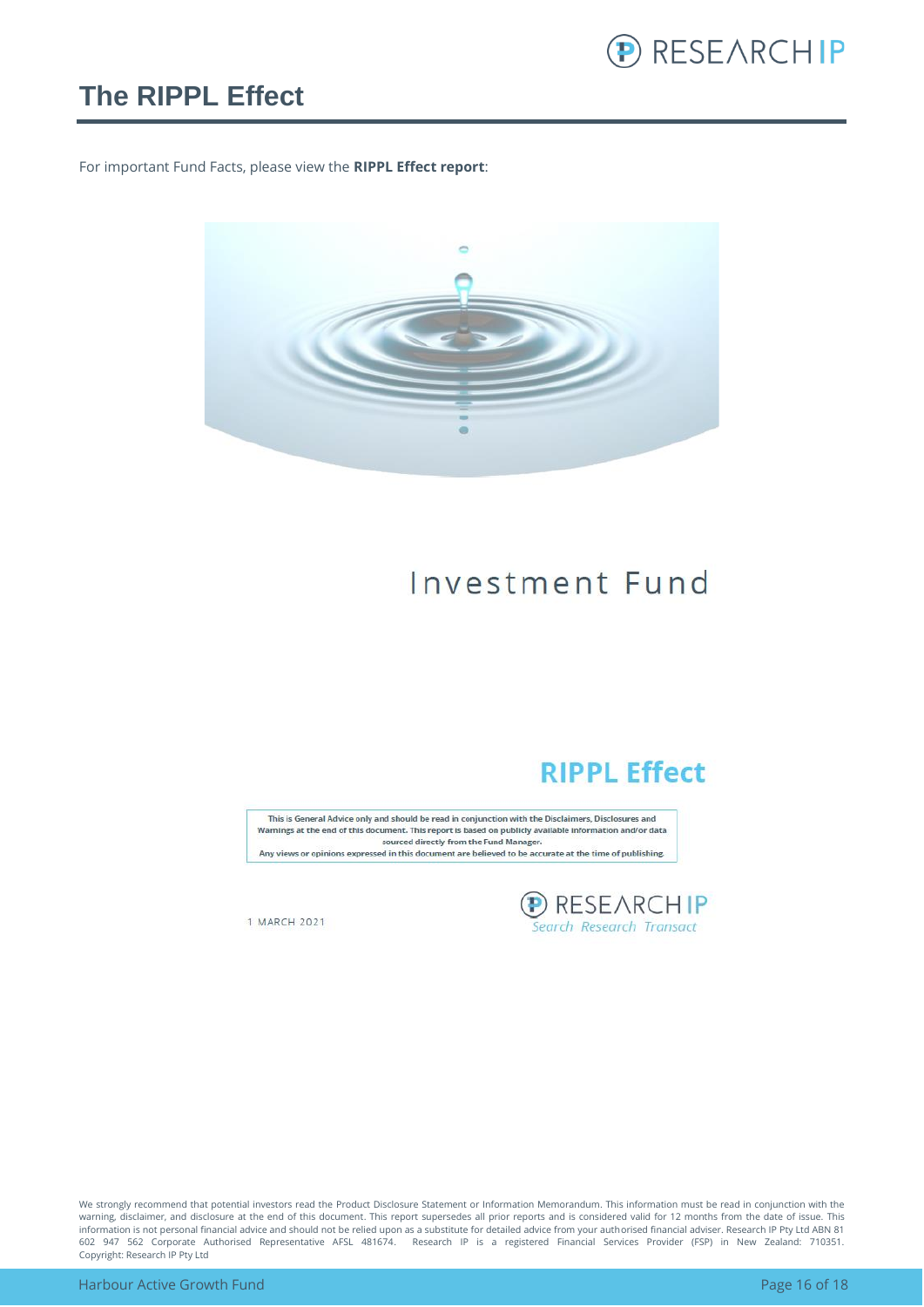# The RIPPL Effect

For important Fund Facts, please view the **RIPPL Effect report**:

Investment Fund

## RIPPL Effect

This is General Advice only and should be read in conjunction with the Disclaimers, Disclosures and Warnings at the end of this document. This report is based on publicly available information and/or data sourced directly from the Fund Manager.
Any views or opinions expressed in this document are believed to be accurate at the time of publishing.

1 MARCH 2021

RESEARCH IP
*Search Research Transact*

We strongly recommend that potential investors read the Product Disclosure Statement or Information Memorandum. This information must be read in conjunction with the warning, disclaimer, and disclosure at the end of this document. This report supersedes all prior reports and is considered valid for 12 months from the date of issue. This information is not personal financial advice and should not be relied upon as a substitute for detailed advice from your authorised financial adviser. Research IP Pty Ltd ABN 81 602 947 562 Corporate Authorised Representative AFSL 481674. Research IP is a registered Financial Services Provider (FSP) in New Zealand: 710351. Copyright: Research IP Pty Ltd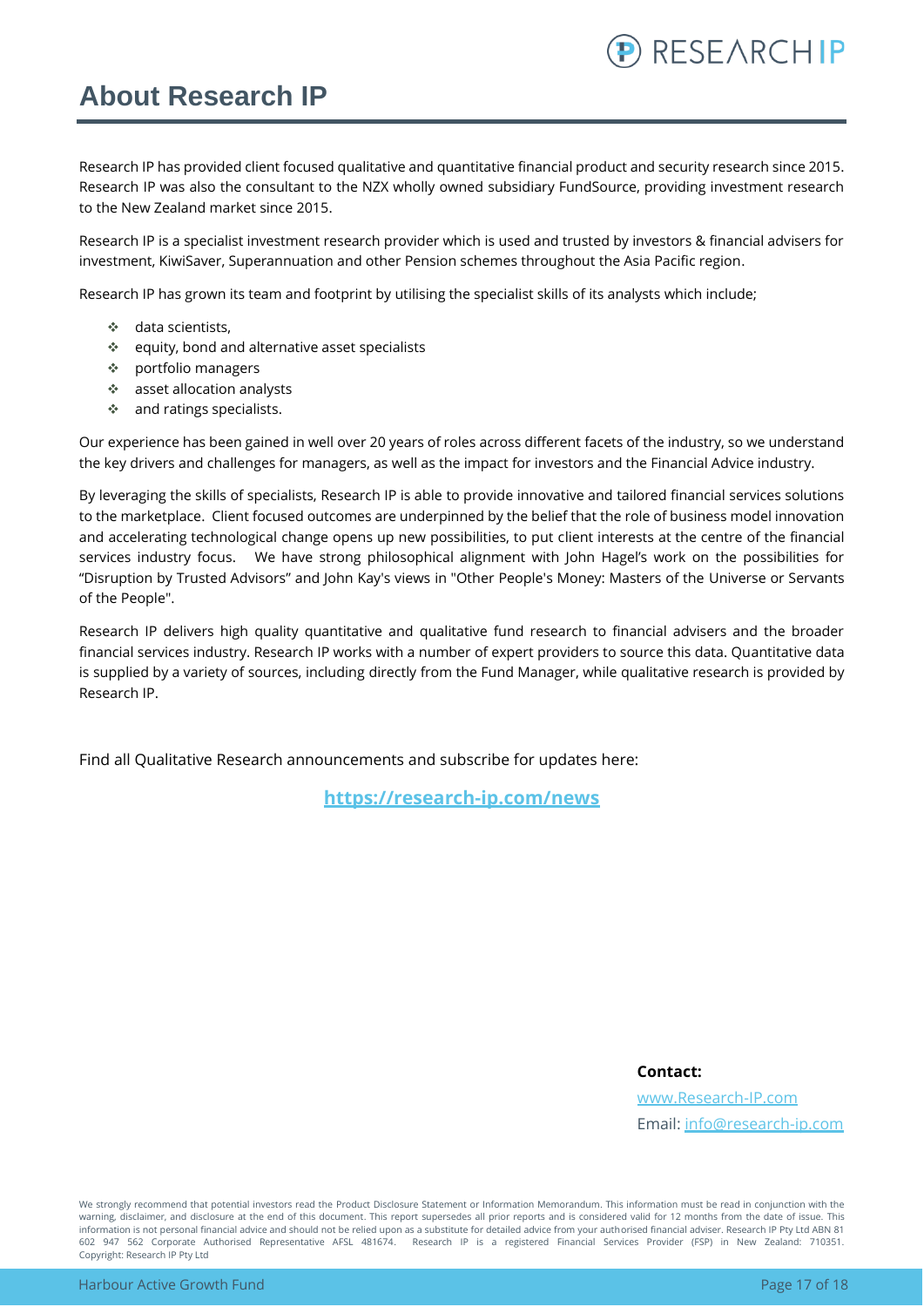# About Research IP

Research IP has provided client focused qualitative and quantitative financial product and security research since 2015. Research IP was also the consultant to the NZX wholly owned subsidiary FundSource, providing investment research to the New Zealand market since 2015.

Research IP is a specialist investment research provider which is used and trusted by investors & financial advisers for investment, KiwiSaver, Superannuation and other Pension schemes throughout the Asia Pacific region.

Research IP has grown its team and footprint by utilising the specialist skills of its analysts which include;

- data scientists,
- equity, bond and alternative asset specialists
- portfolio managers
- asset allocation analysts
- and ratings specialists.

Our experience has been gained in well over 20 years of roles across different facets of the industry, so we understand the key drivers and challenges for managers, as well as the impact for investors and the Financial Advice industry.

By leveraging the skills of specialists, Research IP is able to provide innovative and tailored financial services solutions to the marketplace. Client focused outcomes are underpinned by the belief that the role of business model innovation and accelerating technological change opens up new possibilities, to put client interests at the centre of the financial services industry focus. We have strong philosophical alignment with John Hagel's work on the possibilities for "Disruption by Trusted Advisors" and John Kay's views in "Other People's Money: Masters of the Universe or Servants of the People".

Research IP delivers high quality quantitative and qualitative fund research to financial advisers and the broader financial services industry. Research IP works with a number of expert providers to source this data. Quantitative data is supplied by a variety of sources, including directly from the Fund Manager, while qualitative research is provided by Research IP.

Find all Qualitative Research announcements and subscribe for updates here:

**[https://research-ip.com/news](https://research-ip.com/news)**

**Contact:**

[www.Research-IP.com](http://www.Research-IP.com)

Email: [info@research-ip.com](mailto:info@research-ip.com)

We strongly recommend that potential investors read the Product Disclosure Statement or Information Memorandum. This information must be read in conjunction with the warning, disclaimer, and disclosure at the end of this document. This report supersedes all prior reports and is considered valid for 12 months from the date of issue. This information is not personal financial advice and should not be relied upon as a substitute for detailed advice from your authorised financial adviser. Research IP Pty Ltd ABN 81 602 947 562 Corporate Authorised Representative AFSL 481674. Research IP is a registered Financial Services Provider (FSP) in New Zealand: 710351. Copyright: Research IP Pty Ltd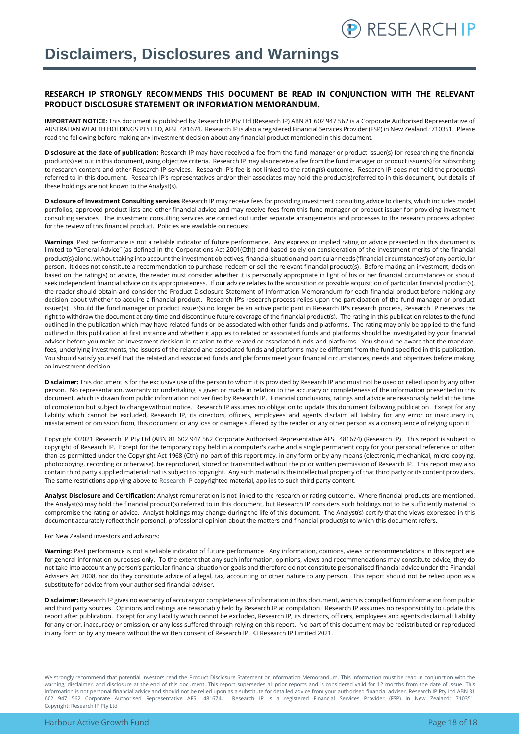# Disclaimers, Disclosures and Warnings

**RESEARCH IP STRONGLY RECOMMENDS THIS DOCUMENT BE READ IN CONJUNCTION WITH THE RELEVANT PRODUCT DISCLOSURE STATEMENT OR INFORMATION MEMORANDUM.**

**IMPORTANT NOTICE:** This document is published by Research IP Pty Ltd (Research IP) ABN 81 602 947 562 is a Corporate Authorised Representative of AUSTRALIAN WEALTH HOLDINGS PTY LTD, AFSL 481674. Research IP is also a registered Financial Services Provider (FSP) in New Zealand : 710351. Please read the following before making any investment decision about any financial product mentioned in this document.

**Disclosure at the date of publication:** Research IP may have received a fee from the fund manager or product issuer(s) for researching the financial product(s) set out in this document, using objective criteria. Research IP may also receive a fee from the fund manager or product issuer(s) for subscribing to research content and other Research IP services. Research IP's fee is not linked to the rating(s) outcome. Research IP does not hold the product(s) referred to in this document. Research IP's representatives and/or their associates may hold the product(s)referred to in this document, but details of these holdings are not known to the Analyst(s).

**Disclosure of Investment Consulting services** Research IP may receive fees for providing investment consulting advice to clients, which includes model portfolios, approved product lists and other financial advice and may receive fees from this fund manager or product issuer for providing investment consulting services. The investment consulting services are carried out under separate arrangements and processes to the research process adopted for the review of this financial product. Policies are available on request.

**Warnings:** Past performance is not a reliable indicator of future performance. Any express or implied rating or advice presented in this document is limited to "General Advice" (as defined in the Corporations Act 2001(Cth)) and based solely on consideration of the investment merits of the financial product(s) alone, without taking into account the investment objectives, financial situation and particular needs ('financial circumstances') of any particular person. It does not constitute a recommendation to purchase, redeem or sell the relevant financial product(s). Before making an investment, decision based on the rating(s) or advice, the reader must consider whether it is personally appropriate in light of his or her financial circumstances or should seek independent financial advice on its appropriateness. If our advice relates to the acquisition or possible acquisition of particular financial product(s), the reader should obtain and consider the Product Disclosure Statement of Information Memorandum for each financial product before making any decision about whether to acquire a financial product. Research IP's research process relies upon the participation of the fund manager or product issuer(s). Should the fund manager or product issuer(s) no longer be an active participant in Research IP's research process, Research IP reserves the right to withdraw the document at any time and discontinue future coverage of the financial product(s). The rating in this publication relates to the fund outlined in the publication which may have related funds or be associated with other funds and platforms. The rating may only be applied to the fund outlined in this publication at first instance and whether it applies to related or associated funds and platforms should be investigated by your financial adviser before you make an investment decision in relation to the related or associated funds and platforms. You should be aware that the mandate, fees, underlying investments, the issuers of the related and associated funds and platforms may be different from the fund specified in this publication. You should satisfy yourself that the related and associated funds and platforms meet your financial circumstances, needs and objectives before making an investment decision.

**Disclaimer:** This document is for the exclusive use of the person to whom it is provided by Research IP and must not be used or relied upon by any other person. No representation, warranty or undertaking is given or made in relation to the accuracy or completeness of the information presented in this document, which is drawn from public information not verified by Research IP. Financial conclusions, ratings and advice are reasonably held at the time of completion but subject to change without notice. Research IP assumes no obligation to update this document following publication. Except for any liability which cannot be excluded, Research IP, its directors, officers, employees and agents disclaim all liability for any error or inaccuracy in, misstatement or omission from, this document or any loss or damage suffered by the reader or any other person as a consequence of relying upon it.

Copyright ©2021 Research IP Pty Ltd (ABN 81 602 947 562 Corporate Authorised Representative AFSL 481674) (Research IP). This report is subject to copyright of Research IP. Except for the temporary copy held in a computer's cache and a single permanent copy for your personal reference or other than as permitted under the Copyright Act 1968 (Cth), no part of this report may, in any form or by any means (electronic, mechanical, micro copying, photocopying, recording or otherwise), be reproduced, stored or transmitted without the prior written permission of Research IP. This report may also contain third party supplied material that is subject to copyright. Any such material is the intellectual property of that third party or its content providers. The same restrictions applying above to Research IP copyrighted material, applies to such third party content.

**Analyst Disclosure and Certification:** Analyst remuneration is not linked to the research or rating outcome. Where financial products are mentioned, the Analyst(s) may hold the financial product(s) referred to in this document, but Research IP considers such holdings not to be sufficiently material to compromise the rating or advice. Analyst holdings may change during the life of this document. The Analyst(s) certify that the views expressed in this document accurately reflect their personal, professional opinion about the matters and financial product(s) to which this document refers.

For New Zealand investors and advisors:

**Warning:** Past performance is not a reliable indicator of future performance. Any information, opinions, views or recommendations in this report are for general information purposes only. To the extent that any such information, opinions, views and recommendations may constitute advice, they do not take into account any person's particular financial situation or goals and therefore do not constitute personalised financial advice under the Financial Advisers Act 2008, nor do they constitute advice of a legal, tax, accounting or other nature to any person. This report should not be relied upon as a substitute for advice from your authorised financial adviser.

**Disclaimer:** Research IP gives no warranty of accuracy or completeness of information in this document, which is compiled from information from public and third party sources. Opinions and ratings are reasonably held by Research IP at compilation. Research IP assumes no responsibility to update this report after publication. Except for any liability which cannot be excluded, Research IP, its directors, officers, employees and agents disclaim all liability for any error, inaccuracy or omission, or any loss suffered through relying on this report. No part of this document may be redistributed or reproduced in any form or by any means without the written consent of Research IP. © Research IP Limited 2021.

We strongly recommend that potential investors read the Product Disclosure Statement or Information Memorandum. This information must be read in conjunction with the warning, disclaimer, and disclosure at the end of this document. This report supersedes all prior reports and is considered valid for 12 months from the date of issue. This information is not personal financial advice and should not be relied upon as a substitute for detailed advice from your authorised financial adviser. Research IP Pty Ltd ABN 81 602 947 562 Corporate Authorised Representative AFSL 481674. Research IP is a registered Financial Services Provider (FSP) in New Zealand: 710351. Copyright: Research IP Pty Ltd